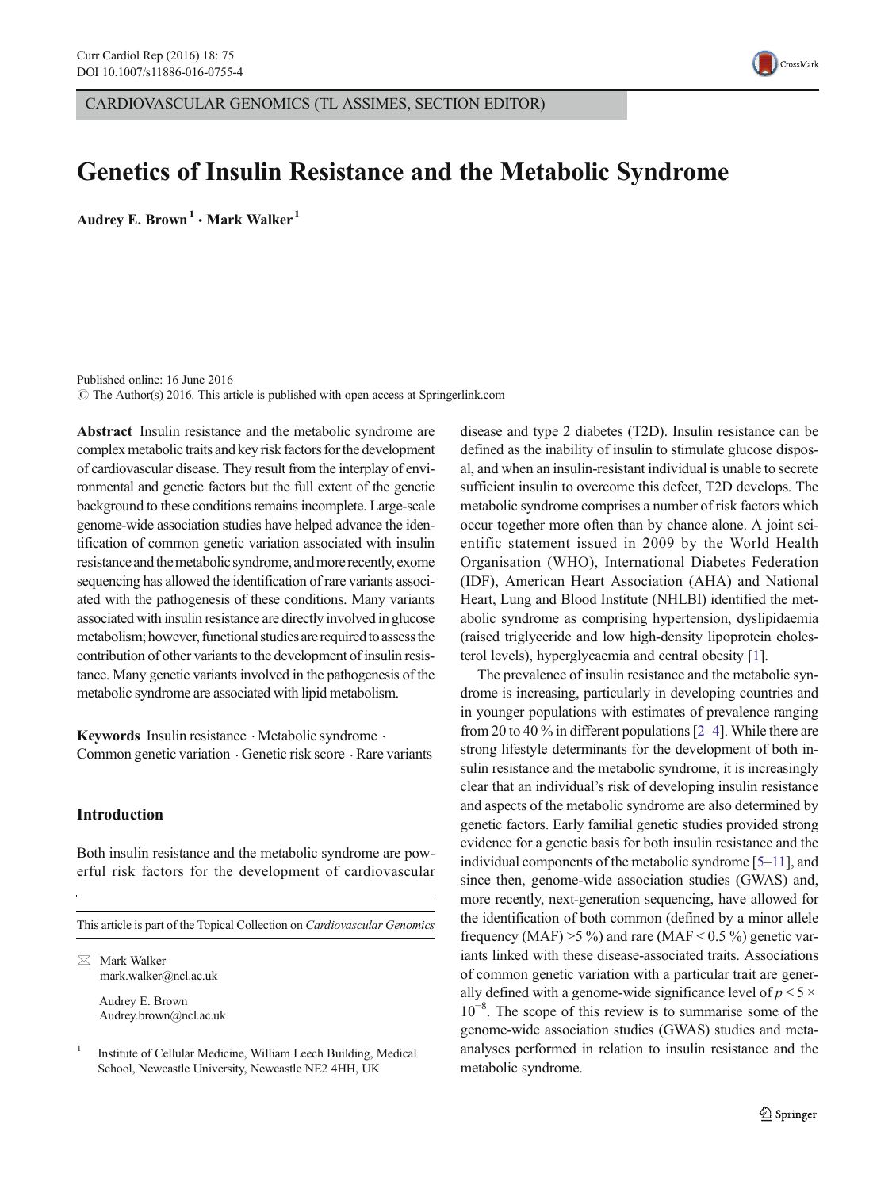CARDIOVASCULAR GENOMICS (TL ASSIMES, SECTION EDITOR)

# Genetics of Insulin Resistance and the Metabolic Syndrome

**Audrey E. Brown** [1] **· Mark Walker** [1]

Published online: 16 June 2016
© The Author(s) 2016. This article is published with open access at Springerlink.com

**Abstract** Insulin resistance and the metabolic syndrome are complex metabolic traits and key risk factors for the development of cardiovascular disease. They result from the interplay of environmental and genetic factors but the full extent of the genetic background to these conditions remains incomplete. Large-scale genome-wide association studies have helped advance the identification of common genetic variation associated with insulin resistance and the metabolic syndrome, and more recently, exome sequencing has allowed the identification of rare variants associated with the pathogenesis of these conditions. Many variants associated with insulin resistance are directly involved in glucose metabolism; however, functional studies are required to assess the contribution of other variants to the development of insulin resistance. Many genetic variants involved in the pathogenesis of the metabolic syndrome are associated with lipid metabolism.

**Keywords** Insulin resistance · Metabolic syndrome · Common genetic variation · Genetic risk score · Rare variants

## Introduction

Both insulin resistance and the metabolic syndrome are powerful risk factors for the development of cardiovascular disease and type 2 diabetes (T2D). Insulin resistance can be defined as the inability of insulin to stimulate glucose disposal, and when an insulin-resistant individual is unable to secrete sufficient insulin to overcome this defect, T2D develops. The metabolic syndrome comprises a number of risk factors which occur together more often than by chance alone. A joint scientific statement issued in 2009 by the World Health Organisation (WHO), International Diabetes Federation (IDF), American Heart Association (AHA) and National Heart, Lung and Blood Institute (NHLBI) identified the metabolic syndrome as comprising hypertension, dyslipidaemia (raised triglyceride and low high-density lipoprotein cholesterol levels), hyperglycaemia and central obesity [1].

The prevalence of insulin resistance and the metabolic syndrome is increasing, particularly in developing countries and in younger populations with estimates of prevalence ranging from 20 to 40 % in different populations [2–4]. While there are strong lifestyle determinants for the development of both insulin resistance and the metabolic syndrome, it is increasingly clear that an individual's risk of developing insulin resistance and aspects of the metabolic syndrome are also determined by genetic factors. Early familial genetic studies provided strong evidence for a genetic basis for both insulin resistance and the individual components of the metabolic syndrome [5–11], and since then, genome-wide association studies (GWAS) and, more recently, next-generation sequencing, have allowed for the identification of both common (defined by a minor allele frequency (MAF) >5 %) and rare (MAF < 0.5 %) genetic variants linked with these disease-associated traits. Associations of common genetic variation with a particular trait are generally defined with a genome-wide significance level of $p < 5 \times 10^{-8}$. The scope of this review is to summarise some of the genome-wide association studies (GWAS) studies and meta-analyses performed in relation to insulin resistance and the metabolic syndrome.

---

This article is part of the Topical Collection on *Cardiovascular Genomics*

✉ Mark Walker
mark.walker@ncl.ac.uk

Audrey E. Brown
Audrey.brown@ncl.ac.uk

[1] Institute of Cellular Medicine, William Leech Building, Medical School, Newcastle University, Newcastle NE2 4HH, UK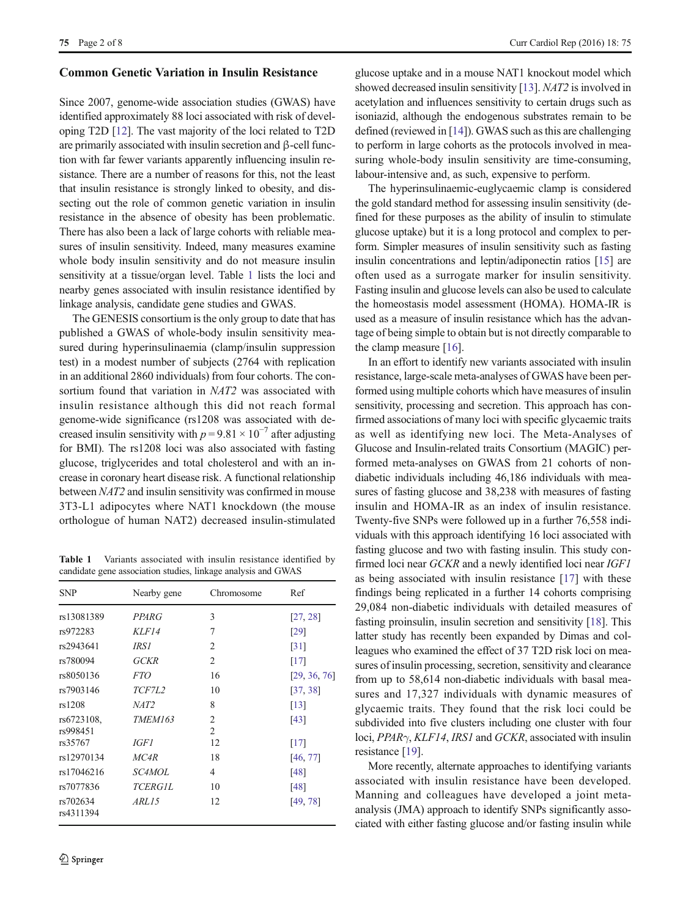## Common Genetic Variation in Insulin Resistance

Since 2007, genome-wide association studies (GWAS) have identified approximately 88 loci associated with risk of developing T2D [12]. The vast majority of the loci related to T2D are primarily associated with insulin secretion and β-cell function with far fewer variants apparently influencing insulin resistance. There are a number of reasons for this, not the least that insulin resistance is strongly linked to obesity, and dissecting out the role of common genetic variation in insulin resistance in the absence of obesity has been problematic. There has also been a lack of large cohorts with reliable measures of insulin sensitivity. Indeed, many measures examine whole body insulin sensitivity and do not measure insulin sensitivity at a tissue/organ level. Table 1 lists the loci and nearby genes associated with insulin resistance identified by linkage analysis, candidate gene studies and GWAS.

The GENESIS consortium is the only group to date that has published a GWAS of whole-body insulin sensitivity measured during hyperinsulinaemia (clamp/insulin suppression test) in a modest number of subjects (2764 with replication in an additional 2860 individuals) from four cohorts. The consortium found that variation in *NAT2* was associated with insulin resistance although this did not reach formal genome-wide significance (rs1208 was associated with decreased insulin sensitivity with $p = 9.81 \times 10^{-7}$ after adjusting for BMI). The rs1208 loci was also associated with fasting glucose, triglycerides and total cholesterol and with an increase in coronary heart disease risk. A functional relationship between *NAT2* and insulin sensitivity was confirmed in mouse 3T3-L1 adipocytes where NAT1 knockdown (the mouse orthologue of human NAT2) decreased insulin-stimulated glucose uptake and in a mouse NAT1 knockout model which showed decreased insulin sensitivity [13]. *NAT2* is involved in acetylation and influences sensitivity to certain drugs such as isoniazid, although the endogenous substrates remain to be defined (reviewed in [14]). GWAS such as this are challenging to perform in large cohorts as the protocols involved in measuring whole-body insulin sensitivity are time-consuming, labour-intensive and, as such, expensive to perform.

**Table 1** Variants associated with insulin resistance identified by candidate gene association studies, linkage analysis and GWAS

| SNP | Nearby gene | Chromosome | Ref |
|---|---|---|---|
| rs13081389 | *PPARG* | 3 | [27, 28] |
| rs972283 | *KLF14* | 7 | [29] |
| rs2943641 | *IRS1* | 2 | [31] |
| rs780094 | *GCKR* | 2 | [17] |
| rs8050136 | *FTO* | 16 | [29, 36, 76] |
| rs7903146 | *TCF7L2* | 10 | [37, 38] |
| rs1208 | *NAT2* | 8 | [13] |
| rs6723108, rs998451 | *TMEM163* | 2<br>2 | [43] |
| rs35767 | *IGF1* | 12 | [17] |
| rs12970134 | *MC4R* | 18 | [46, 77] |
| rs17046216 | *SC4MOL* | 4 | [48] |
| rs7077836 | *TCERG1L* | 10 | [48] |
| rs702634<br>rs4311394 | *ARL15* | 12 | [49, 78] |

The hyperinsulinaemic-euglycaemic clamp is considered the gold standard method for assessing insulin sensitivity (defined for these purposes as the ability of insulin to stimulate glucose uptake) but it is a long protocol and complex to perform. Simpler measures of insulin sensitivity such as fasting insulin concentrations and leptin/adiponectin ratios [15] are often used as a surrogate marker for insulin sensitivity. Fasting insulin and glucose levels can also be used to calculate the homeostasis model assessment (HOMA). HOMA-IR is used as a measure of insulin resistance which has the advantage of being simple to obtain but is not directly comparable to the clamp measure [16].

In an effort to identify new variants associated with insulin resistance, large-scale meta-analyses of GWAS have been performed using multiple cohorts which have measures of insulin sensitivity, processing and secretion. This approach has confirmed associations of many loci with specific glycaemic traits as well as identifying new loci. The Meta-Analyses of Glucose and Insulin-related traits Consortium (MAGIC) performed meta-analyses on GWAS from 21 cohorts of non-diabetic individuals including 46,186 individuals with measures of fasting glucose and 38,238 with measures of fasting insulin and HOMA-IR as an index of insulin resistance. Twenty-five SNPs were followed up in a further 76,558 individuals with this approach identifying 16 loci associated with fasting glucose and two with fasting insulin. This study confirmed loci near *GCKR* and a newly identified loci near *IGF1* as being associated with insulin resistance [17] with these findings being replicated in a further 14 cohorts comprising 29,084 non-diabetic individuals with detailed measures of fasting proinsulin, insulin secretion and sensitivity [18]. This latter study has recently been expanded by Dimas and colleagues who examined the effect of 37 T2D risk loci on measures of insulin processing, secretion, sensitivity and clearance from up to 58,614 non-diabetic individuals with basal measures and 17,327 individuals with dynamic measures of glycaemic traits. They found that the risk loci could be subdivided into five clusters including one cluster with four loci, *PPARγ*, *KLF14*, *IRS1* and *GCKR*, associated with insulin resistance [19].

More recently, alternate approaches to identifying variants associated with insulin resistance have been developed. Manning and colleagues have developed a joint meta-analysis (JMA) approach to identify SNPs significantly associated with either fasting glucose and/or fasting insulin while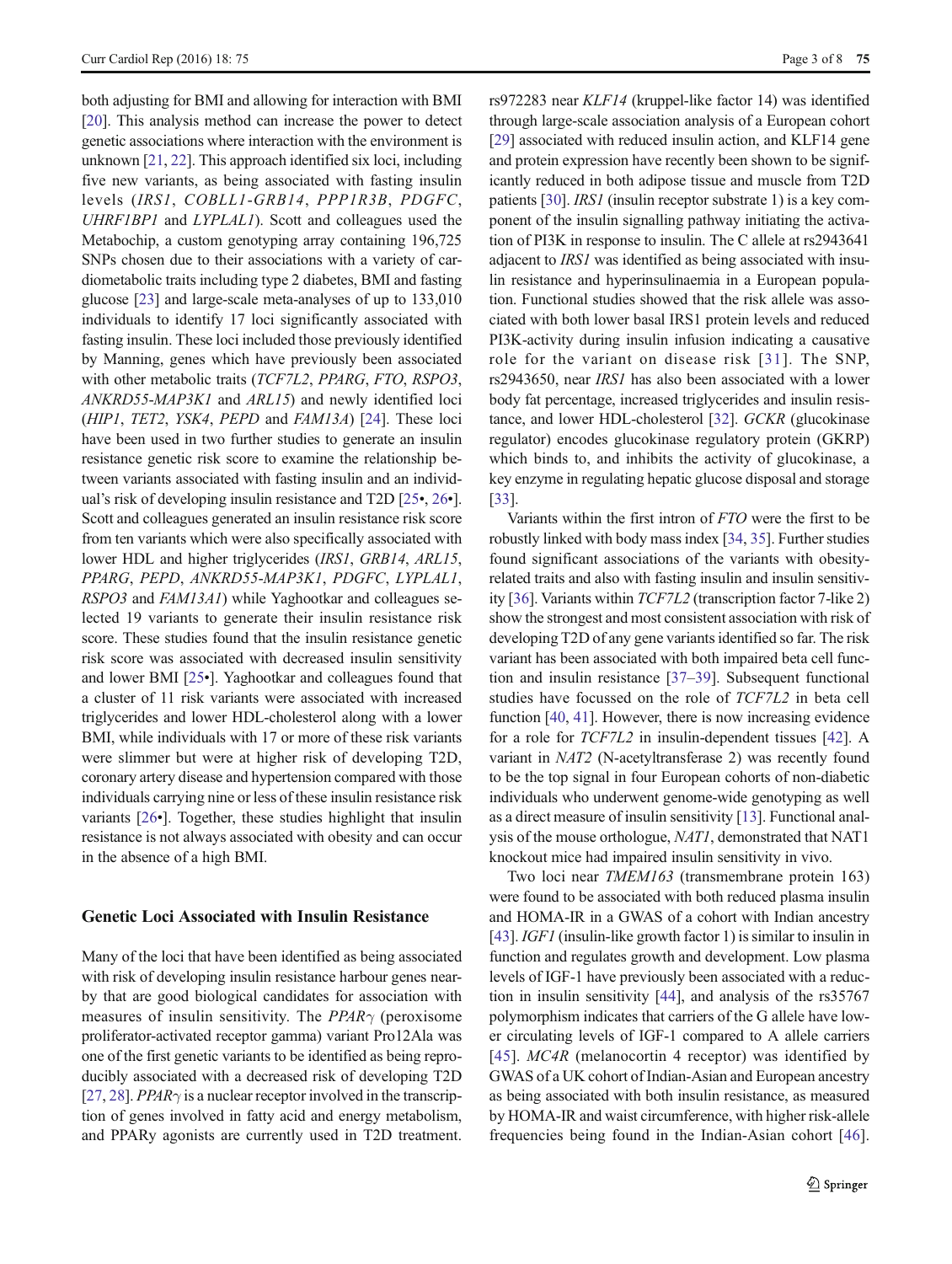both adjusting for BMI and allowing for interaction with BMI [20]. This analysis method can increase the power to detect genetic associations where interaction with the environment is unknown [21, 22]. This approach identified six loci, including five new variants, as being associated with fasting insulin levels (*IRS1*, *COBLL1-GRB14*, *PPP1R3B*, *PDGFC*, *UHRF1BP1* and *LYPLAL1*). Scott and colleagues used the Metabochip, a custom genotyping array containing 196,725 SNPs chosen due to their associations with a variety of cardiometabolic traits including type 2 diabetes, BMI and fasting glucose [23] and large-scale meta-analyses of up to 133,010 individuals to identify 17 loci significantly associated with fasting insulin. These loci included those previously identified by Manning, genes which have previously been associated with other metabolic traits (*TCF7L2*, *PPARG*, *FTO*, *RSPO3*, *ANKRD55-MAP3K1* and *ARL15*) and newly identified loci (*HIP1*, *TET2*, *YSK4*, *PEPD* and *FAM13A*) [24]. These loci have been used in two further studies to generate an insulin resistance genetic risk score to examine the relationship between variants associated with fasting insulin and an individual's risk of developing insulin resistance and T2D [25•, 26•]. Scott and colleagues generated an insulin resistance risk score from ten variants which were also specifically associated with lower HDL and higher triglycerides (*IRS1*, *GRB14*, *ARL15*, *PPARG*, *PEPD*, *ANKRD55-MAP3K1*, *PDGFC*, *LYPLAL1*, *RSPO3* and *FAM13A1*) while Yaghootkar and colleagues selected 19 variants to generate their insulin resistance risk score. These studies found that the insulin resistance genetic risk score was associated with decreased insulin sensitivity and lower BMI [25•]. Yaghootkar and colleagues found that a cluster of 11 risk variants were associated with increased triglycerides and lower HDL-cholesterol along with a lower BMI, while individuals with 17 or more of these risk variants were slimmer but were at higher risk of developing T2D, coronary artery disease and hypertension compared with those individuals carrying nine or less of these insulin resistance risk variants [26•]. Together, these studies highlight that insulin resistance is not always associated with obesity and can occur in the absence of a high BMI.

## Genetic Loci Associated with Insulin Resistance

Many of the loci that have been identified as being associated with risk of developing insulin resistance harbour genes nearby that are good biological candidates for association with measures of insulin sensitivity. The *PPARγ* (peroxisome proliferator-activated receptor gamma) variant Pro12Ala was one of the first genetic variants to be identified as being reproducibly associated with a decreased risk of developing T2D [27, 28]. *PPARγ* is a nuclear receptor involved in the transcription of genes involved in fatty acid and energy metabolism, and PPARγ agonists are currently used in T2D treatment. rs972283 near *KLF14* (kruppel-like factor 14) was identified through large-scale association analysis of a European cohort [29] associated with reduced insulin action, and KLF14 gene and protein expression have recently been shown to be significantly reduced in both adipose tissue and muscle from T2D patients [30]. *IRS1* (insulin receptor substrate 1) is a key component of the insulin signalling pathway initiating the activation of PI3K in response to insulin. The C allele at rs2943641 adjacent to *IRS1* was identified as being associated with insulin resistance and hyperinsulinaemia in a European population. Functional studies showed that the risk allele was associated with both lower basal IRS1 protein levels and reduced PI3K-activity during insulin infusion indicating a causative role for the variant on disease risk [31]. The SNP, rs2943650, near *IRS1* has also been associated with a lower body fat percentage, increased triglycerides and insulin resistance, and lower HDL-cholesterol [32]. *GCKR* (glucokinase regulator) encodes glucokinase regulatory protein (GKRP) which binds to, and inhibits the activity of glucokinase, a key enzyme in regulating hepatic glucose disposal and storage [33].

Variants within the first intron of *FTO* were the first to be robustly linked with body mass index [34, 35]. Further studies found significant associations of the variants with obesity-related traits and also with fasting insulin and insulin sensitivity [36]. Variants within *TCF7L2* (transcription factor 7-like 2) show the strongest and most consistent association with the risk of developing T2D of any gene variants identified so far. The risk variant has been associated with both impaired beta cell function and insulin resistance [37–39]. Subsequent functional studies have focussed on the role of *TCF7L2* in beta cell function [40, 41]. However, there is now increasing evidence for a role for *TCF7L2* in insulin-dependent tissues [42]. A variant in *NAT2* (N-acetyltransferase 2) was recently found to be the top signal in four European cohorts of non-diabetic individuals who underwent genome-wide genotyping as well as a direct measure of insulin sensitivity [13]. Functional analysis of the mouse orthologue, *NAT1*, demonstrated that NAT1 knockout mice had impaired insulin sensitivity in vivo.

Two loci near *TMEM163* (transmembrane protein 163) were found to be associated with both reduced plasma insulin and HOMA-IR in a GWAS of a cohort with Indian ancestry [43]. *IGF1* (insulin-like growth factor 1) is similar to insulin in function and regulates growth and development. Low plasma levels of IGF-1 have previously been associated with a reduction in insulin sensitivity [44], and analysis of the rs35767 polymorphism indicates that carriers of the G allele have lower circulating levels of IGF-1 compared to A allele carriers [45]. *MC4R* (melanocortin 4 receptor) was identified by GWAS of a UK cohort of Indian-Asian and European ancestry as being associated with both insulin resistance, as measured by HOMA-IR and waist circumference, with higher risk-allele frequencies being found in the Indian-Asian cohort [46].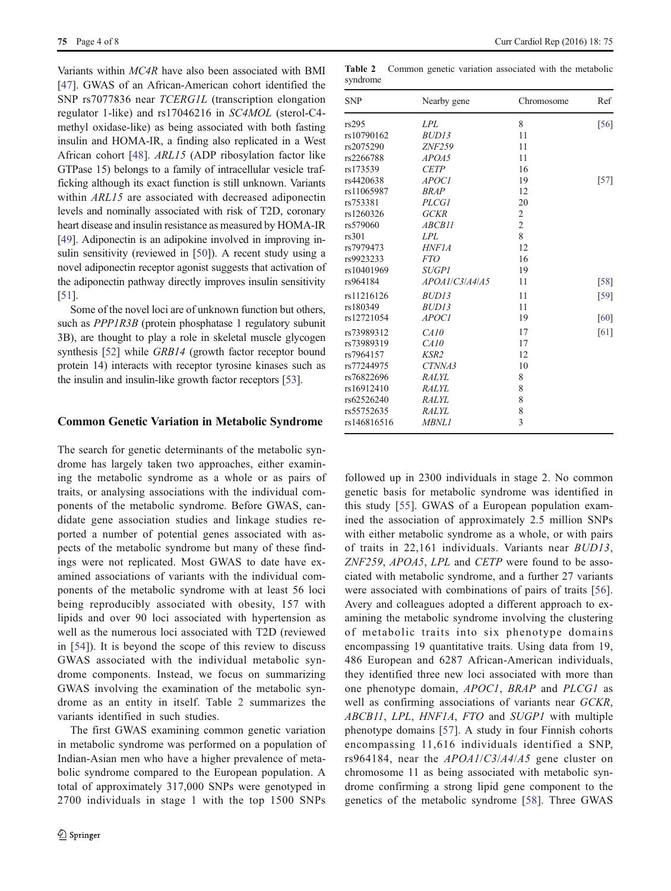Variants within *MC4R* have also been associated with BMI [47]. GWAS of an African-American cohort identified the SNP rs7077836 near *TCERG1L* (transcription elongation regulator 1-like) and rs17046216 in *SC4MOL* (sterol-C4-methyl oxidase-like) as being associated with both fasting insulin and HOMA-IR, a finding also replicated in a West African cohort [48]. *ARL15* (ADP ribosylation factor like GTPase 15) belongs to a family of intracellular vesicle trafficking although its exact function is still unknown. Variants within *ARL15* are associated with decreased adiponectin levels and nominally associated with risk of T2D, coronary heart disease and insulin resistance as measured by HOMA-IR [49]. Adiponectin is an adipokine involved in improving insulin sensitivity (reviewed in [50]). A recent study using a novel adiponectin receptor agonist suggests that activation of the adiponectin pathway directly improves insulin sensitivity [51].

Some of the novel loci are of unknown function but others, such as *PPP1R3B* (protein phosphatase 1 regulatory subunit 3B), are thought to play a role in skeletal muscle glycogen synthesis [52] while *GRB14* (growth factor receptor bound protein 14) interacts with receptor tyrosine kinases such as the insulin and insulin-like growth factor receptors [53].

## Common Genetic Variation in Metabolic Syndrome

The search for genetic determinants of the metabolic syndrome has largely taken two approaches, either examining the metabolic syndrome as a whole or as pairs of traits, or analysing associations with the individual components of the metabolic syndrome. Before GWAS, candidate gene association studies and linkage studies reported a number of potential genes associated with aspects of the metabolic syndrome but many of these findings were not replicated. Most GWAS to date have examined associations of variants with the individual components of the metabolic syndrome with at least 56 loci being reproducibly associated with obesity, 157 with lipids and over 90 loci associated with hypertension as well as the numerous loci associated with T2D (reviewed in [54]). It is beyond the scope of this review to discuss GWAS associated with the individual metabolic syndrome components. Instead, we focus on summarizing GWAS involving the examination of the metabolic syndrome as an entity in itself. Table 2 summarizes the variants identified in such studies.

The first GWAS examining common genetic variation in metabolic syndrome was performed on a population of Indian-Asian men who have a higher prevalence of metabolic syndrome compared to the European population. A total of approximately 317,000 SNPs were genotyped in 2700 individuals in stage 1 with the top 1500 SNPs followed up in 2300 individuals in stage 2. No common genetic basis for metabolic syndrome was identified in this study [55]. GWAS of a European population examined the association of approximately 2.5 million SNPs with either metabolic syndrome as a whole, or with pairs of traits in 22,161 individuals. Variants near *BUD13*, *ZNF259*, *APOA5*, *LPL* and *CETP* were found to be associated with metabolic syndrome, and a further 27 variants were associated with combinations of pairs of traits [56]. Avery and colleagues adopted a different approach to examining the metabolic syndrome involving the clustering of metabolic traits into six phenotype domains encompassing 19 quantitative traits. Using data from 19,486 European and 6287 African-American individuals, they identified three new loci associated with more than one phenotype domain, *APOC1*, *BRAP* and *PLCG1* as well as confirming associations of variants near *GCKR*, *ABCB11*, *LPL*, *HNF1A*, *FTO* and *SUGP1* with multiple phenotype domains [57]. A study in four Finnish cohorts encompassing 11,616 individuals identified a SNP, rs964184, near the *APOA1/C3/A4/A5* gene cluster on chromosome 11 as being associated with metabolic syndrome confirming a strong lipid gene component to the genetics of the metabolic syndrome [58]. Three GWAS

**Table 2** Common genetic variation associated with the metabolic syndrome

| SNP | Nearby gene | Chromosome | Ref |
|---|---|---|---|
| rs295 | *LPL* | 8 | [56] |
| rs10790162 | *BUD13* | 11 | |
| rs2075290 | *ZNF259* | 11 | |
| rs2266788 | *APOA5* | 11 | |
| rs173539 | *CETP* | 16 | |
| rs4420638 | *APOC1* | 19 | [57] |
| rs11065987 | *BRAP* | 12 | |
| rs753381 | *PLCG1* | 20 | |
| rs1260326 | *GCKR* | 2 | |
| rs579060 | *ABCB11* | 2 | |
| rs301 | *LPL* | 8 | |
| rs7979473 | *HNF1A* | 12 | |
| rs9923233 | *FTO* | 16 | |
| rs10401969 | *SUGP1* | 19 | |
| rs964184 | *APOA1/C3/A4/A5* | 11 | [58] |
| rs11216126 | *BUD13* | 11 | [59] |
| rs180349 | *BUD13* | 11 | |
| rs12721054 | *APOC1* | 19 | [60] |
| rs73989312 | *CA10* | 17 | [61] |
| rs73989319 | *CA10* | 17 | |
| rs7964157 | *KSR2* | 12 | |
| rs77244975 | *CTNNA3* | 10 | |
| rs76822696 | *RALYL* | 8 | |
| rs16912410 | *RALYL* | 8 | |
| rs62526240 | *RALYL* | 8 | |
| rs55752635 | *RALYL* | 8 | |
| rs146816516 | *MBNL1* | 3 | |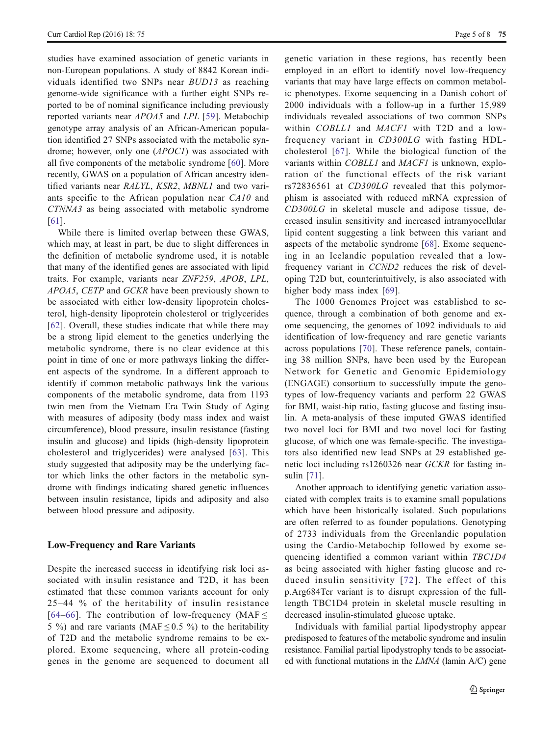studies have examined association of genetic variants in non-European populations. A study of 8842 Korean individuals identified two SNPs near *BUD13* as reaching genome-wide significance with a further eight SNPs reported to be of nominal significance including previously reported variants near *APOA5* and *LPL* [59]. Metabochip genotype array analysis of an African-American population identified 27 SNPs associated with the metabolic syndrome; however, only one (*APOC1*) was associated with all five components of the metabolic syndrome [60]. More recently, GWAS on a population of African ancestry identified variants near *RALYL*, *KSR2*, *MBNL1* and two variants specific to the African population near *CA10* and *CTNNA3* as being associated with metabolic syndrome [61].

While there is limited overlap between these GWAS, which may, at least in part, be due to slight differences in the definition of metabolic syndrome used, it is notable that many of the identified genes are associated with lipid traits. For example, variants near *ZNF259*, *APOB*, *LPL*, *APOA5*, *CETP* and *GCKR* have been previously shown to be associated with either low-density lipoprotein cholesterol, high-density lipoprotein cholesterol or triglycerides [62]. Overall, these studies indicate that while there may be a strong lipid element to the genetics underlying the metabolic syndrome, there is no clear evidence at this point in time of one or more pathways linking the different aspects of the syndrome. In a different approach to identify if common metabolic pathways link the various components of the metabolic syndrome, data from 1193 twin men from the Vietnam Era Twin Study of Aging with measures of adiposity (body mass index and waist circumference), blood pressure, insulin resistance (fasting insulin and glucose) and lipids (high-density lipoprotein cholesterol and triglycerides) were analysed [63]. This study suggested that adiposity may be the underlying factor which links the other factors in the metabolic syndrome with findings indicating shared genetic influences between insulin resistance, lipids and adiposity and also between blood pressure and adiposity.

## Low-Frequency and Rare Variants

Despite the increased success in identifying risk loci associated with insulin resistance and T2D, it has been estimated that these common variants account for only 25–44 % of the heritability of insulin resistance [64–66]. The contribution of low-frequency (MAF $\leq$ 5 %) and rare variants (MAF $\leq$ 0.5 %) to the heritability of T2D and the metabolic syndrome remains to be explored. Exome sequencing, where all protein-coding genes in the genome are sequenced to document all genetic variation in these regions, has recently been employed in an effort to identify novel low-frequency variants that may have large effects on common metabolic phenotypes. Exome sequencing in a Danish cohort of 2000 individuals with a follow-up in a further 15,989 individuals revealed associations of two common SNPs within *COBLL1* and *MACF1* with T2D and a low-frequency variant in *CD300LG* with fasting HDL-cholesterol [67]. While the biological function of the variants within *COBLL1* and *MACF1* is unknown, exploration of the functional effects of the risk variant rs72836561 at *CD300LG* revealed that this polymorphism is associated with reduced mRNA expression of *CD300LG* in skeletal muscle and adipose tissue, decreased insulin sensitivity and increased intramyocellular lipid content suggesting a link between this variant and aspects of the metabolic syndrome [68]. Exome sequencing in an Icelandic population revealed that a low-frequency variant in *CCND2* reduces the risk of developing T2D but, counterintuitively, is also associated with higher body mass index [69].

The 1000 Genomes Project was established to sequence, through a combination of both genome and exome sequencing, the genomes of 1092 individuals to aid identification of low-frequency and rare genetic variants across populations [70]. These reference panels, containing 38 million SNPs, have been used by the European Network for Genetic and Genomic Epidemiology (ENGAGE) consortium to successfully impute the genotypes of low-frequency variants and perform 22 GWAS for BMI, waist-hip ratio, fasting glucose and fasting insulin. A meta-analysis of these imputed GWAS identified two novel loci for BMI and two novel loci for fasting glucose, of which one was female-specific. The investigators also identified new lead SNPs at 29 established genetic loci including rs1260326 near *GCKR* for fasting insulin [71].

Another approach to identifying genetic variation associated with complex traits is to examine small populations which have been historically isolated. Such populations are often referred to as founder populations. Genotyping of 2733 individuals from the Greenlandic population using the Cardio-Metabochip followed by exome sequencing identified a common variant within *TBC1D4* as being associated with higher fasting glucose and reduced insulin sensitivity [72]. The effect of this p.Arg684Ter variant is to disrupt expression of the full-length TBC1D4 protein in skeletal muscle resulting in decreased insulin-stimulated glucose uptake.

Individuals with familial partial lipodystrophy appear predisposed to features of the metabolic syndrome and insulin resistance. Familial partial lipodystrophy tends to be associated with functional mutations in the *LMNA* (lamin A/C) gene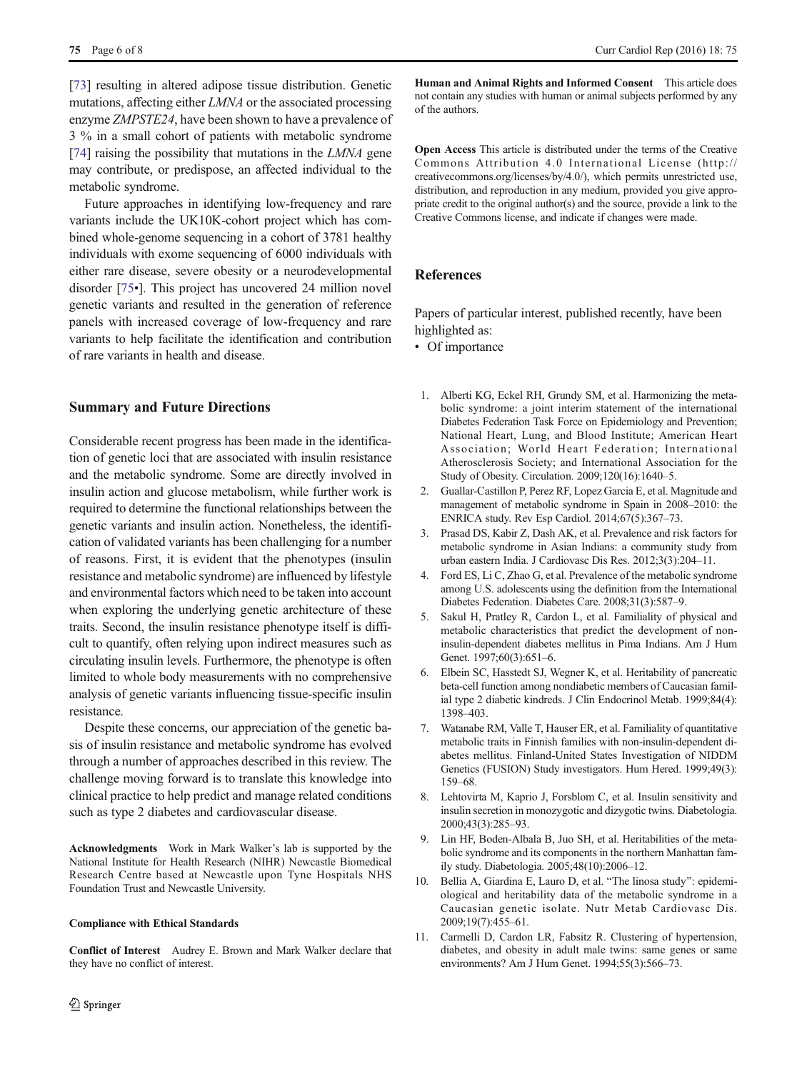[73] resulting in altered adipose tissue distribution. Genetic mutations, affecting either *LMNA* or the associated processing enzyme *ZMPSTE24*, have been shown to have a prevalence of 3 % in a small cohort of patients with metabolic syndrome [74] raising the possibility that mutations in the *LMNA* gene may contribute, or predispose, an affected individual to the metabolic syndrome.

Future approaches in identifying low-frequency and rare variants include the UK10K-cohort project which has combined whole-genome sequencing in a cohort of 3781 healthy individuals with exome sequencing of 6000 individuals with either rare disease, severe obesity or a neurodevelopmental disorder [75•]. This project has uncovered 24 million novel genetic variants and resulted in the generation of reference panels with increased coverage of low-frequency and rare variants to help facilitate the identification and contribution of rare variants in health and disease.

## Summary and Future Directions

Considerable recent progress has been made in the identification of genetic loci that are associated with insulin resistance and the metabolic syndrome. Some are directly involved in insulin action and glucose metabolism, while further work is required to determine the functional relationships between the genetic variants and insulin action. Nonetheless, the identification of validated variants has been challenging for a number of reasons. First, it is evident that the phenotypes (insulin resistance and metabolic syndrome) are influenced by lifestyle and environmental factors which need to be taken into account when exploring the underlying genetic architecture of these traits. Second, the insulin resistance phenotype itself is difficult to quantify, often relying upon indirect measures such as circulating insulin levels. Furthermore, the phenotype is often limited to whole body measurements with no comprehensive analysis of genetic variants influencing tissue-specific insulin resistance.

Despite these concerns, our appreciation of the genetic basis of insulin resistance and metabolic syndrome has evolved through a number of approaches described in this review. The challenge moving forward is to translate this knowledge into clinical practice to help predict and manage related conditions such as type 2 diabetes and cardiovascular disease.

**Acknowledgments** Work in Mark Walker's lab is supported by the National Institute for Health Research (NIHR) Newcastle Biomedical Research Centre based at Newcastle upon Tyne Hospitals NHS Foundation Trust and Newcastle University.

#### Compliance with Ethical Standards

**Conflict of Interest** Audrey E. Brown and Mark Walker declare that they have no conflict of interest.

**Human and Animal Rights and Informed Consent** This article does not contain any studies with human or animal subjects performed by any of the authors.

**Open Access** This article is distributed under the terms of the Creative Commons Attribution 4.0 International License (http://creativecommons.org/licenses/by/4.0/), which permits unrestricted use, distribution, and reproduction in any medium, provided you give appropriate credit to the original author(s) and the source, provide a link to the Creative Commons license, and indicate if changes were made.

## References

Papers of particular interest, published recently, have been highlighted as:
• Of importance

1. Alberti KG, Eckel RH, Grundy SM, et al. Harmonizing the metabolic syndrome: a joint interim statement of the international Diabetes Federation Task Force on Epidemiology and Prevention; National Heart, Lung, and Blood Institute; American Heart Association; World Heart Federation; International Atherosclerosis Society; and International Association for the Study of Obesity. Circulation. 2009;120(16):1640–5.
2. Guallar-Castillon P, Perez RF, Lopez Garcia E, et al. Magnitude and management of metabolic syndrome in Spain in 2008–2010: the ENRICA study. Rev Esp Cardiol. 2014;67(5):367–73.
3. Prasad DS, Kabir Z, Dash AK, et al. Prevalence and risk factors for metabolic syndrome in Asian Indians: a community study from urban eastern India. J Cardiovasc Dis Res. 2012;3(3):204–11.
4. Ford ES, Li C, Zhao G, et al. Prevalence of the metabolic syndrome among U.S. adolescents using the definition from the International Diabetes Federation. Diabetes Care. 2008;31(3):587–9.
5. Sakul H, Pratley R, Cardon L, et al. Familiality of physical and metabolic characteristics that predict the development of non-insulin-dependent diabetes mellitus in Pima Indians. Am J Hum Genet. 1997;60(3):651–6.
6. Elbein SC, Hasstedt SJ, Wegner K, et al. Heritability of pancreatic beta-cell function among nondiabetic members of Caucasian familial type 2 diabetic kindreds. J Clin Endocrinol Metab. 1999;84(4):1398–403.
7. Watanabe RM, Valle T, Hauser ER, et al. Familiality of quantitative metabolic traits in Finnish families with non-insulin-dependent diabetes mellitus. Finland-United States Investigation of NIDDM Genetics (FUSION) Study investigators. Hum Hered. 1999;49(3):159–68.
8. Lehtovirta M, Kaprio J, Forsblom C, et al. Insulin sensitivity and insulin secretion in monozygotic and dizygotic twins. Diabetologia. 2000;43(3):285–93.
9. Lin HF, Boden-Albala B, Juo SH, et al. Heritabilities of the metabolic syndrome and its components in the northern Manhattan family study. Diabetologia. 2005;48(10):2006–12.
10. Bellia A, Giardina E, Lauro D, et al. "The linosa study": epidemiological and heritability data of the metabolic syndrome in a Caucasian genetic isolate. Nutr Metab Cardiovasc Dis. 2009;19(7):455–61.
11. Carmelli D, Cardon LR, Fabsitz R. Clustering of hypertension, diabetes, and obesity in adult male twins: same genes or same environments? Am J Hum Genet. 1994;55(3):566–73.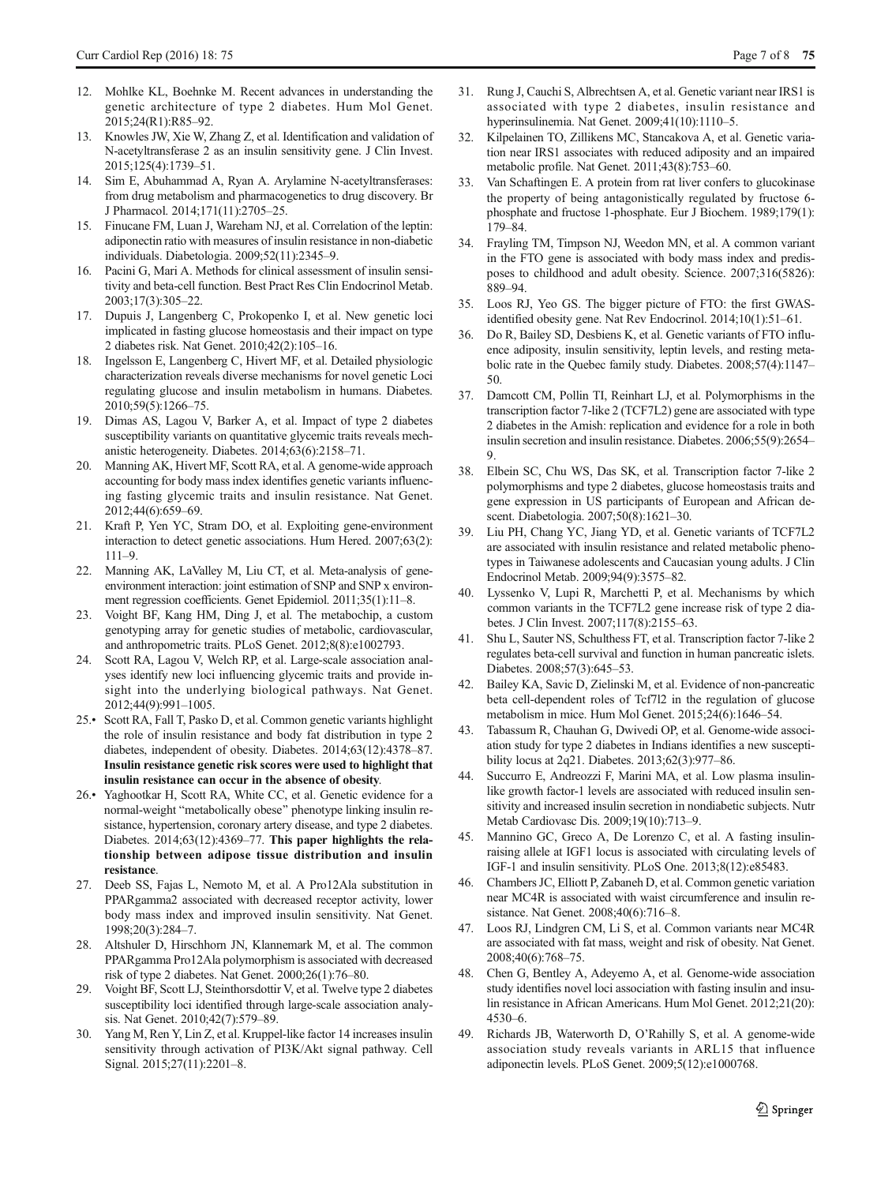12. Mohlke KL, Boehnke M. Recent advances in understanding the genetic architecture of type 2 diabetes. Hum Mol Genet. 2015;24(R1):R85–92.
13. Knowles JW, Xie W, Zhang Z, et al. Identification and validation of N-acetyltransferase 2 as an insulin sensitivity gene. J Clin Invest. 2015;125(4):1739–51.
14. Sim E, Abuhammad A, Ryan A. Arylamine N-acetyltransferases: from drug metabolism and pharmacogenetics to drug discovery. Br J Pharmacol. 2014;171(11):2705–25.
15. Finucane FM, Luan J, Wareham NJ, et al. Correlation of the leptin: adiponectin ratio with measures of insulin resistance in non-diabetic individuals. Diabetologia. 2009;52(11):2345–9.
16. Pacini G, Mari A. Methods for clinical assessment of insulin sensitivity and beta-cell function. Best Pract Res Clin Endocrinol Metab. 2003;17(3):305–22.
17. Dupuis J, Langenberg C, Prokopenko I, et al. New genetic loci implicated in fasting glucose homeostasis and their impact on type 2 diabetes risk. Nat Genet. 2010;42(2):105–16.
18. Ingelsson E, Langenberg C, Hivert MF, et al. Detailed physiologic characterization reveals diverse mechanisms for novel genetic Loci regulating glucose and insulin metabolism in humans. Diabetes. 2010;59(5):1266–75.
19. Dimas AS, Lagou V, Barker A, et al. Impact of type 2 diabetes susceptibility variants on quantitative glycemic traits reveals mechanistic heterogeneity. Diabetes. 2014;63(6):2158–71.
20. Manning AK, Hivert MF, Scott RA, et al. A genome-wide approach accounting for body mass index identifies genetic variants influencing fasting glycemic traits and insulin resistance. Nat Genet. 2012;44(6):659–69.
21. Kraft P, Yen YC, Stram DO, et al. Exploiting gene-environment interaction to detect genetic associations. Hum Hered. 2007;63(2):111–9.
22. Manning AK, LaValley M, Liu CT, et al. Meta-analysis of gene-environment interaction: joint estimation of SNP and SNP x environment regression coefficients. Genet Epidemiol. 2011;35(1):11–8.
23. Voight BF, Kang HM, Ding J, et al. The metabochip, a custom genotyping array for genetic studies of metabolic, cardiovascular, and anthropometric traits. PLoS Genet. 2012;8(8):e1002793.
24. Scott RA, Lagou V, Welch RP, et al. Large-scale association analyses identify new loci influencing glycemic traits and provide insight into the underlying biological pathways. Nat Genet. 2012;44(9):991–1005.
25.• Scott RA, Fall T, Pasko D, et al. Common genetic variants highlight the role of insulin resistance and body fat distribution in type 2 diabetes, independent of obesity. Diabetes. 2014;63(12):4378–87. **Insulin resistance genetic risk scores were used to highlight that insulin resistance can occur in the absence of obesity**.
26.• Yaghootkar H, Scott RA, White CC, et al. Genetic evidence for a normal-weight "metabolically obese" phenotype linking insulin resistance, hypertension, coronary artery disease, and type 2 diabetes. Diabetes. 2014;63(12):4369–77. **This paper highlights the relationship between adipose tissue distribution and insulin resistance**.
27. Deeb SS, Fajas L, Nemoto M, et al. A Pro12Ala substitution in PPARgamma2 associated with decreased receptor activity, lower body mass index and improved insulin sensitivity. Nat Genet. 1998;20(3):284–7.
28. Altshuler D, Hirschhorn JN, Klannemark M, et al. The common PPARgamma Pro12Ala polymorphism is associated with decreased risk of type 2 diabetes. Nat Genet. 2000;26(1):76–80.
29. Voight BF, Scott LJ, Steinthorsdottir V, et al. Twelve type 2 diabetes susceptibility loci identified through large-scale association analysis. Nat Genet. 2010;42(7):579–89.
30. Yang M, Ren Y, Lin Z, et al. Kruppel-like factor 14 increases insulin sensitivity through activation of PI3K/Akt signal pathway. Cell Signal. 2015;27(11):2201–8.
31. Rung J, Cauchi S, Albrechtsen A, et al. Genetic variant near IRS1 is associated with type 2 diabetes, insulin resistance and hyperinsulinemia. Nat Genet. 2009;41(10):1110–5.
32. Kilpelainen TO, Zillikens MC, Stancakova A, et al. Genetic variation near IRS1 associates with reduced adiposity and an impaired metabolic profile. Nat Genet. 2011;43(8):753–60.
33. Van Schaftingen E. A protein from rat liver confers to glucokinase the property of being antagonistically regulated by fructose 6-phosphate and fructose 1-phosphate. Eur J Biochem. 1989;179(1):179–84.
34. Frayling TM, Timpson NJ, Weedon MN, et al. A common variant in the FTO gene is associated with body mass index and predisposes to childhood and adult obesity. Science. 2007;316(5826):889–94.
35. Loos RJ, Yeo GS. The bigger picture of FTO: the first GWAS-identified obesity gene. Nat Rev Endocrinol. 2014;10(1):51–61.
36. Do R, Bailey SD, Desbiens K, et al. Genetic variants of FTO influence adiposity, insulin sensitivity, leptin levels, and resting metabolic rate in the Quebec family study. Diabetes. 2008;57(4):1147–50.
37. Damcott CM, Pollin TI, Reinhart LJ, et al. Polymorphisms in the transcription factor 7-like 2 (TCF7L2) gene are associated with type 2 diabetes in the Amish: replication and evidence for a role in both insulin secretion and insulin resistance. Diabetes. 2006;55(9):2654–9.
38. Elbein SC, Chu WS, Das SK, et al. Transcription factor 7-like 2 polymorphisms and type 2 diabetes, glucose homeostasis traits and gene expression in US participants of European and African descent. Diabetologia. 2007;50(8):1621–30.
39. Liu PH, Chang YC, Jiang YD, et al. Genetic variants of TCF7L2 are associated with insulin resistance and related metabolic phenotypes in Taiwanese adolescents and Caucasian young adults. J Clin Endocrinol Metab. 2009;94(9):3575–82.
40. Lyssenko V, Lupi R, Marchetti P, et al. Mechanisms by which common variants in the TCF7L2 gene increase risk of type 2 diabetes. J Clin Invest. 2007;117(8):2155–63.
41. Shu L, Sauter NS, Schulthess FT, et al. Transcription factor 7-like 2 regulates beta-cell survival and function in human pancreatic islets. Diabetes. 2008;57(3):645–53.
42. Bailey KA, Savic D, Zielinski M, et al. Evidence of non-pancreatic beta cell-dependent roles of Tcf7l2 in the regulation of glucose metabolism in mice. Hum Mol Genet. 2015;24(6):1646–54.
43. Tabassum R, Chauhan G, Dwivedi OP, et al. Genome-wide association study for type 2 diabetes in Indians identifies a new susceptibility locus at 2q21. Diabetes. 2013;62(3):977–86.
44. Succurro E, Andreozzi F, Marini MA, et al. Low plasma insulin-like growth factor-1 levels are associated with reduced insulin sensitivity and increased insulin secretion in nondiabetic subjects. Nutr Metab Cardiovasc Dis. 2009;19(10):713–9.
45. Mannino GC, Greco A, De Lorenzo C, et al. A fasting insulin-raising allele at IGF1 locus is associated with circulating levels of IGF-1 and insulin sensitivity. PLoS One. 2013;8(12):e85483.
46. Chambers JC, Elliott P, Zabaneh D, et al. Common genetic variation near MC4R is associated with waist circumference and insulin resistance. Nat Genet. 2008;40(6):716–8.
47. Loos RJ, Lindgren CM, Li S, et al. Common variants near MC4R are associated with fat mass, weight and risk of obesity. Nat Genet. 2008;40(6):768–75.
48. Chen G, Bentley A, Adeyemo A, et al. Genome-wide association study identifies novel loci association with fasting insulin and insulin resistance in African Americans. Hum Mol Genet. 2012;21(20):4530–6.
49. Richards JB, Waterworth D, O'Rahilly S, et al. A genome-wide association study reveals variants in ARL15 that influence adiponectin levels. PLoS Genet. 2009;5(12):e1000768.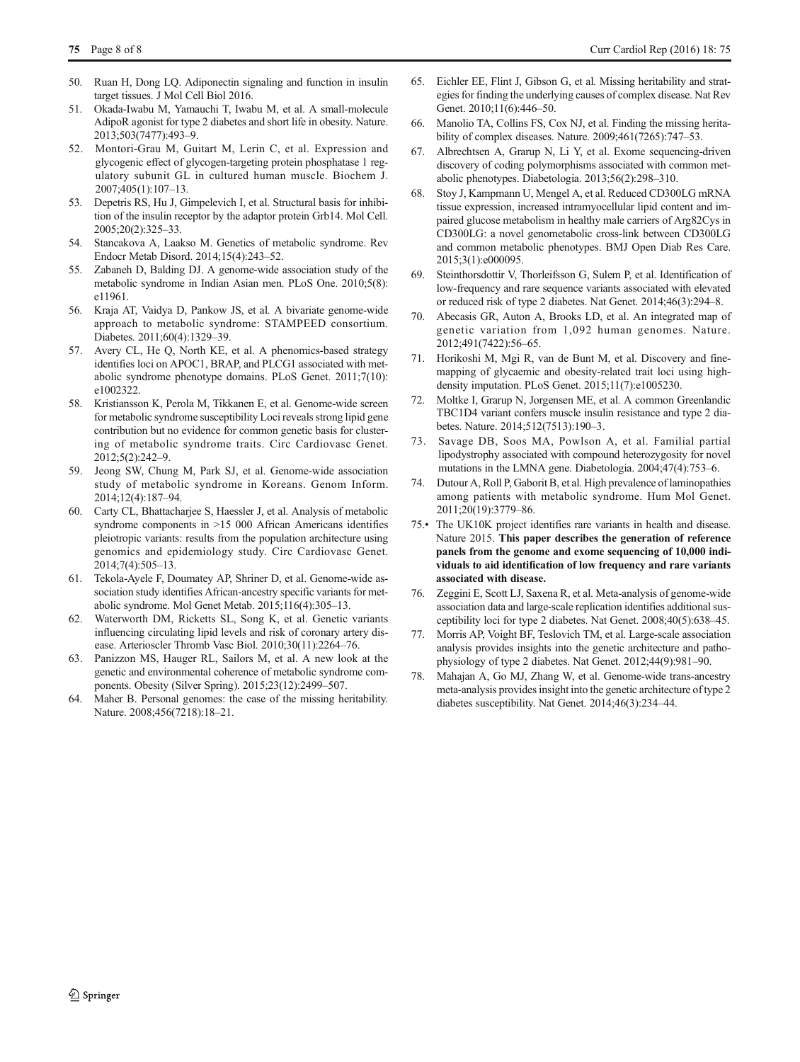50. Ruan H, Dong LQ. Adiponectin signaling and function in insulin target tissues. J Mol Cell Biol 2016.
51. Okada-Iwabu M, Yamauchi T, Iwabu M, et al. A small-molecule AdipoR agonist for type 2 diabetes and short life in obesity. Nature. 2013;503(7477):493–9.
52. Montori-Grau M, Guitart M, Lerin C, et al. Expression and glycogenic effect of glycogen-targeting protein phosphatase 1 regulatory subunit GL in cultured human muscle. Biochem J. 2007;405(1):107–13.
53. Depetris RS, Hu J, Gimpelevich I, et al. Structural basis for inhibition of the insulin receptor by the adaptor protein Grb14. Mol Cell. 2005;20(2):325–33.
54. Stancakova A, Laakso M. Genetics of metabolic syndrome. Rev Endocr Metab Disord. 2014;15(4):243–52.
55. Zabaneh D, Balding DJ. A genome-wide association study of the metabolic syndrome in Indian Asian men. PLoS One. 2010;5(8):e11961.
56. Kraja AT, Vaidya D, Pankow JS, et al. A bivariate genome-wide approach to metabolic syndrome: STAMPEED consortium. Diabetes. 2011;60(4):1329–39.
57. Avery CL, He Q, North KE, et al. A phenomics-based strategy identifies loci on APOC1, BRAP, and PLCG1 associated with metabolic syndrome phenotype domains. PLoS Genet. 2011;7(10):e1002322.
58. Kristiansson K, Perola M, Tikkanen E, et al. Genome-wide screen for metabolic syndrome susceptibility Loci reveals strong lipid gene contribution but no evidence for common genetic basis for clustering of metabolic syndrome traits. Circ Cardiovasc Genet. 2012;5(2):242–9.
59. Jeong SW, Chung M, Park SJ, et al. Genome-wide association study of metabolic syndrome in Koreans. Genom Inform. 2014;12(4):187–94.
60. Carty CL, Bhattacharjee S, Haessler J, et al. Analysis of metabolic syndrome components in >15 000 African Americans identifies pleiotropic variants: results from the population architecture using genomics and epidemiology study. Circ Cardiovasc Genet. 2014;7(4):505–13.
61. Tekola-Ayele F, Doumatey AP, Shriner D, et al. Genome-wide association study identifies African-ancestry specific variants for metabolic syndrome. Mol Genet Metab. 2015;116(4):305–13.
62. Waterworth DM, Ricketts SL, Song K, et al. Genetic variants influencing circulating lipid levels and risk of coronary artery disease. Arterioscler Thromb Vasc Biol. 2010;30(11):2264–76.
63. Panizzon MS, Hauger RL, Sailors M, et al. A new look at the genetic and environmental coherence of metabolic syndrome components. Obesity (Silver Spring). 2015;23(12):2499–507.
64. Maher B. Personal genomes: the case of the missing heritability. Nature. 2008;456(7218):18–21.
65. Eichler EE, Flint J, Gibson G, et al. Missing heritability and strategies for finding the underlying causes of complex disease. Nat Rev Genet. 2010;11(6):446–50.
66. Manolio TA, Collins FS, Cox NJ, et al. Finding the missing heritability of complex diseases. Nature. 2009;461(7265):747–53.
67. Albrechtsen A, Grarup N, Li Y, et al. Exome sequencing-driven discovery of coding polymorphisms associated with common metabolic phenotypes. Diabetologia. 2013;56(2):298–310.
68. Stoy J, Kampmann U, Mengel A, et al. Reduced CD300LG mRNA tissue expression, increased intramyocellular lipid content and impaired glucose metabolism in healthy male carriers of Arg82Cys in CD300LG: a novel genometabolic cross-link between CD300LG and common metabolic phenotypes. BMJ Open Diab Res Care. 2015;3(1):e000095.
69. Steinthorsdottir V, Thorleifsson G, Sulem P, et al. Identification of low-frequency and rare sequence variants associated with elevated or reduced risk of type 2 diabetes. Nat Genet. 2014;46(3):294–8.
70. Abecasis GR, Auton A, Brooks LD, et al. An integrated map of genetic variation from 1,092 human genomes. Nature. 2012;491(7422):56–65.
71. Horikoshi M, Mgi R, van de Bunt M, et al. Discovery and fine-mapping of glycaemic and obesity-related trait loci using high-density imputation. PLoS Genet. 2015;11(7):e1005230.
72. Moltke I, Grarup N, Jorgensen ME, et al. A common Greenlandic TBC1D4 variant confers muscle insulin resistance and type 2 diabetes. Nature. 2014;512(7513):190–3.
73. Savage DB, Soos MA, Powlson A, et al. Familial partial lipodystrophy associated with compound heterozygosity for novel mutations in the LMNA gene. Diabetologia. 2004;47(4):753–6.
74. Dutour A, Roll P, Gaborit B, et al. High prevalence of laminopathies among patients with metabolic syndrome. Hum Mol Genet. 2011;20(19):3779–86.
75.• The UK10K project identifies rare variants in health and disease. Nature 2015. **This paper describes the generation of reference panels from the genome and exome sequencing of 10,000 individuals to aid identification of low frequency and rare variants associated with disease.**
76. Zeggini E, Scott LJ, Saxena R, et al. Meta-analysis of genome-wide association data and large-scale replication identifies additional susceptibility loci for type 2 diabetes. Nat Genet. 2008;40(5):638–45.
77. Morris AP, Voight BF, Teslovich TM, et al. Large-scale association analysis provides insights into the genetic architecture and pathophysiology of type 2 diabetes. Nat Genet. 2012;44(9):981–90.
78. Mahajan A, Go MJ, Zhang W, et al. Genome-wide trans-ancestry meta-analysis provides insight into the genetic architecture of type 2 diabetes susceptibility. Nat Genet. 2014;46(3):234–44.